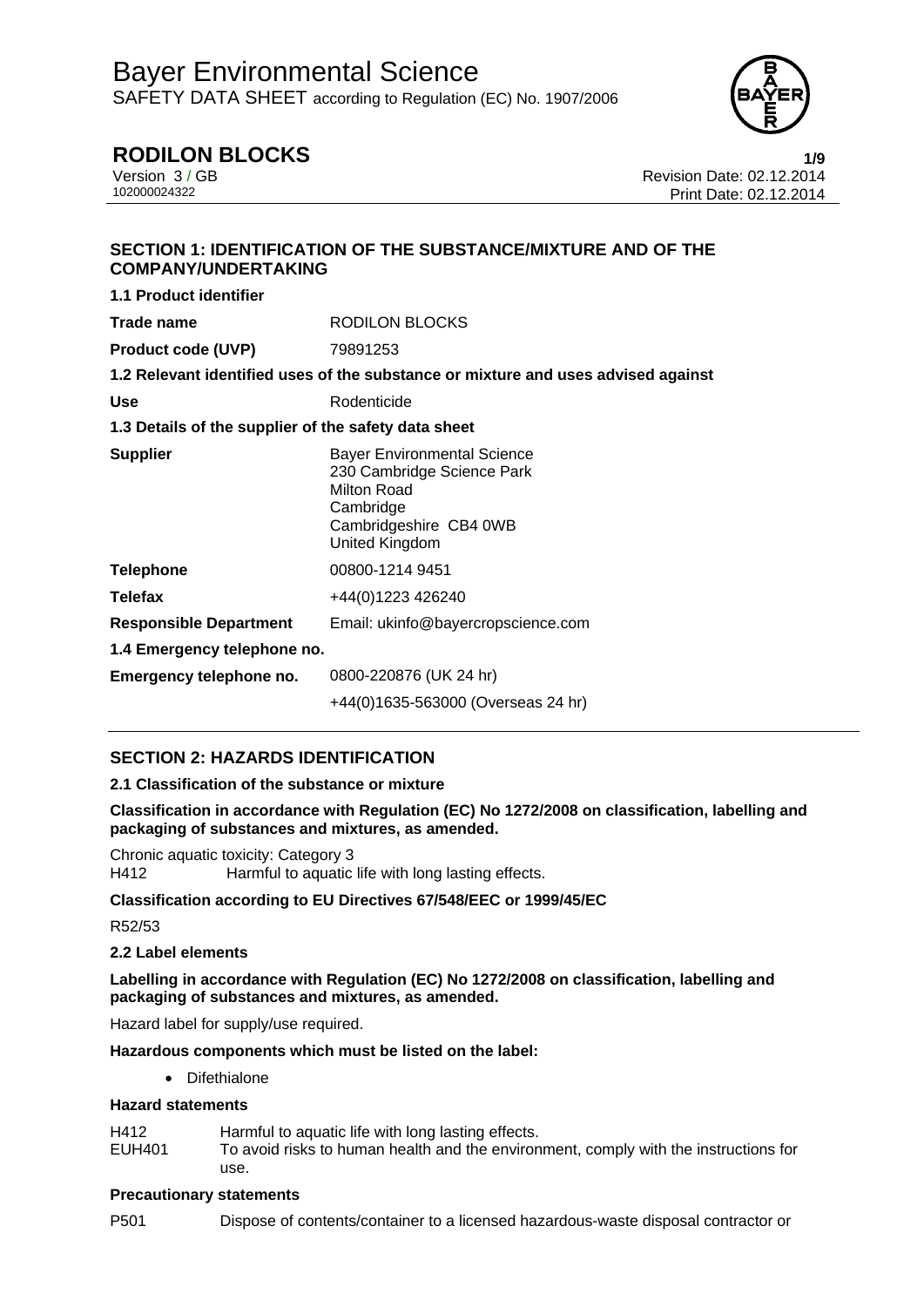# Bayer Environmental Science

SAFETY DATA SHEET according to Regulation (EC) No. 1907/2006

## RODILON BLOCKS

Version 3 / GB
102000024322

Revision Date: 02.12.2014
Print Date: 02.12.2014

## SECTION 1: IDENTIFICATION OF THE SUBSTANCE/MIXTURE AND OF THE COMPANY/UNDERTAKING

**1.1 Product identifier**

| | |
|---|---|
| **Trade name** | RODILON BLOCKS |
| **Product code (UVP)** | 79891253 |

**1.2 Relevant identified uses of the substance or mixture and uses advised against**

| | |
|---|---|
| **Use** | Rodenticide |

**1.3 Details of the supplier of the safety data sheet**

| | |
|---|---|
| **Supplier** | Bayer Environmental Science<br>230 Cambridge Science Park<br>Milton Road<br>Cambridge<br>Cambridgeshire CB4 0WB<br>United Kingdom |
| **Telephone** | 00800-1214 9451 |
| **Telefax** | +44(0)1223 426240 |
| **Responsible Department** | Email: ukinfo@bayercropscience.com |

**1.4 Emergency telephone no.**

| | |
|---|---|
| **Emergency telephone no.** | 0800-220876 (UK 24 hr)<br>+44(0)1635-563000 (Overseas 24 hr) |

## SECTION 2: HAZARDS IDENTIFICATION

**2.1 Classification of the substance or mixture**

**Classification in accordance with Regulation (EC) No 1272/2008 on classification, labelling and packaging of substances and mixtures, as amended.**

Chronic aquatic toxicity: Category 3
H412 Harmful to aquatic life with long lasting effects.

**Classification according to EU Directives 67/548/EEC or 1999/45/EC**

R52/53

**2.2 Label elements**

**Labelling in accordance with Regulation (EC) No 1272/2008 on classification, labelling and packaging of substances and mixtures, as amended.**

Hazard label for supply/use required.

**Hazardous components which must be listed on the label:**

- Difethialone

**Hazard statements**

| | |
|---|---|
| H412 | Harmful to aquatic life with long lasting effects. |
| EUH401 | To avoid risks to human health and the environment, comply with the instructions for use. |

**Precautionary statements**

P501 Dispose of contents/container to a licensed hazardous-waste disposal contractor or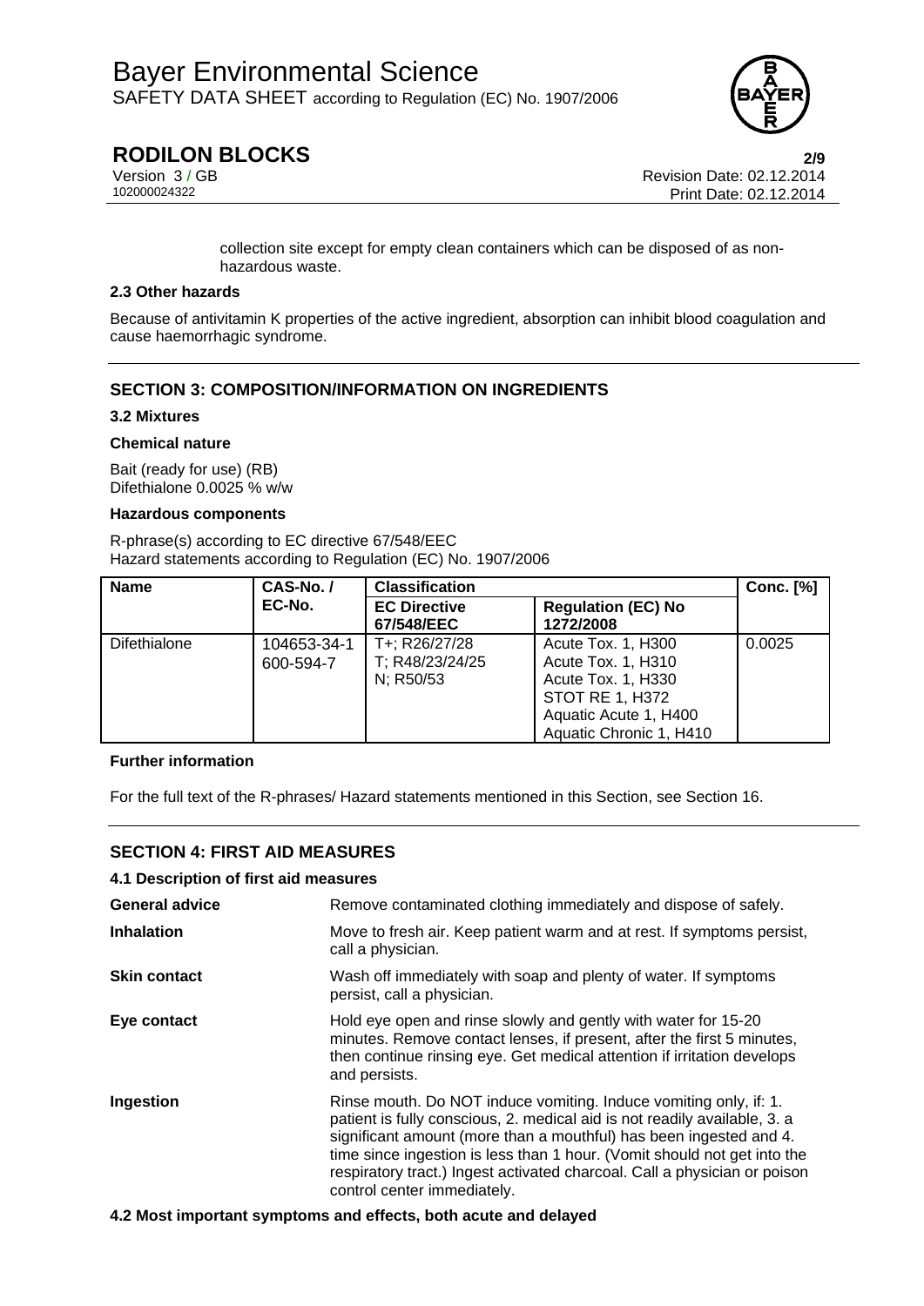collection site except for empty clean containers which can be disposed of as non-hazardous waste.

### 2.3 Other hazards

Because of antivitamin K properties of the active ingredient, absorption can inhibit blood coagulation and cause haemorrhagic syndrome.

## SECTION 3: COMPOSITION/INFORMATION ON INGREDIENTS

### 3.2 Mixtures

**Chemical nature**

Bait (ready for use) (RB)
Difethialone 0.0025 % w/w

**Hazardous components**

R-phrase(s) according to EC directive 67/548/EEC
Hazard statements according to Regulation (EC) No. 1907/2006

| Name | CAS-No. / EC-No. | Classification | | Conc. [%] |
|---|---|---|---|---|
| | | EC Directive 67/548/EEC | Regulation (EC) No 1272/2008 | |
| Difethialone | 104653-34-1<br>600-594-7 | T+; R26/27/28<br>T; R48/23/24/25<br>N; R50/53 | Acute Tox. 1, H300<br>Acute Tox. 1, H310<br>Acute Tox. 1, H330<br>STOT RE 1, H372<br>Aquatic Acute 1, H400<br>Aquatic Chronic 1, H410 | 0.0025 |

**Further information**

For the full text of the R-phrases/ Hazard statements mentioned in this Section, see Section 16.

## SECTION 4: FIRST AID MEASURES

### 4.1 Description of first aid measures

**General advice** Remove contaminated clothing immediately and dispose of safely.

**Inhalation** Move to fresh air. Keep patient warm and at rest. If symptoms persist, call a physician.

**Skin contact** Wash off immediately with soap and plenty of water. If symptoms persist, call a physician.

**Eye contact** Hold eye open and rinse slowly and gently with water for 15-20 minutes. Remove contact lenses, if present, after the first 5 minutes, then continue rinsing eye. Get medical attention if irritation develops and persists.

**Ingestion** Rinse mouth. Do NOT induce vomiting. Induce vomiting only, if: 1. patient is fully conscious, 2. medical aid is not readily available, 3. a significant amount (more than a mouthful) has been ingested and 4. time since ingestion is less than 1 hour. (Vomit should not get into the respiratory tract.) Ingest activated charcoal. Call a physician or poison control center immediately.

### 4.2 Most important symptoms and effects, both acute and delayed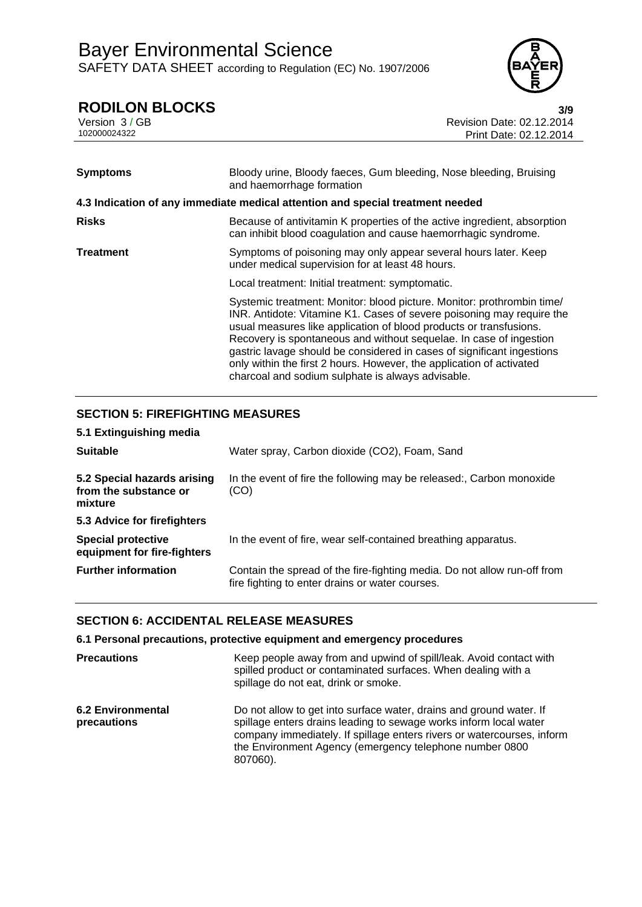| | |
|---|---|
| **Symptoms** | Bloody urine, Bloody faeces, Gum bleeding, Nose bleeding, Bruising and haemorrhage formation |

**4.3 Indication of any immediate medical attention and special treatment needed**

| | |
|---|---|
| **Risks** | Because of antivitamin K properties of the active ingredient, absorption can inhibit blood coagulation and cause haemorrhagic syndrome. |
| **Treatment** | Symptoms of poisoning may only appear several hours later. Keep under medical supervision for at least 48 hours. |
| | Local treatment: Initial treatment: symptomatic. |
| | Systemic treatment: Monitor: blood picture. Monitor: prothrombin time/ INR. Antidote: Vitamine K1. Cases of severe poisoning may require the usual measures like application of blood products or transfusions. Recovery is spontaneous and without sequelae. In case of ingestion gastric lavage should be considered in cases of significant ingestions only within the first 2 hours. However, the application of activated charcoal and sodium sulphate is always advisable. |

## SECTION 5: FIREFIGHTING MEASURES

**5.1 Extinguishing media**

| | |
|---|---|
| **Suitable** | Water spray, Carbon dioxide ($CO_2$), Foam, Sand |
| **5.2 Special hazards arising from the substance or mixture** | In the event of fire the following may be released:, Carbon monoxide (CO) |

**5.3 Advice for firefighters**

| | |
|---|---|
| **Special protective equipment for fire-fighters** | In the event of fire, wear self-contained breathing apparatus. |
| **Further information** | Contain the spread of the fire-fighting media. Do not allow run-off from fire fighting to enter drains or water courses. |

## SECTION 6: ACCIDENTAL RELEASE MEASURES

**6.1 Personal precautions, protective equipment and emergency procedures**

| | |
|---|---|
| **Precautions** | Keep people away from and upwind of spill/leak. Avoid contact with spilled product or contaminated surfaces. When dealing with a spillage do not eat, drink or smoke. |
| **6.2 Environmental precautions** | Do not allow to get into surface water, drains and ground water. If spillage enters drains leading to sewage works inform local water company immediately. If spillage enters rivers or watercourses, inform the Environment Agency (emergency telephone number 0800 807060). |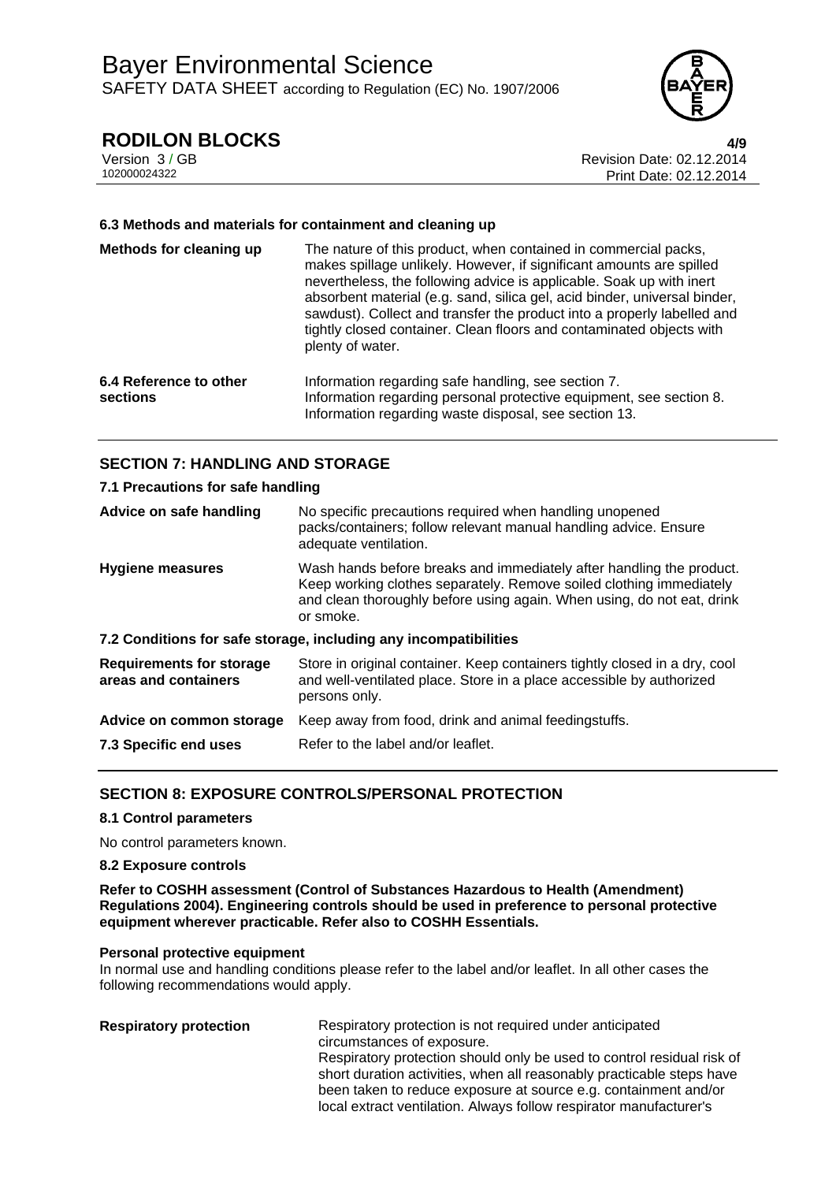### 6.3 Methods and materials for containment and cleaning up

| | |
|---|---|
| **Methods for cleaning up** | The nature of this product, when contained in commercial packs, makes spillage unlikely. However, if significant amounts are spilled nevertheless, the following advice is applicable. Soak up with inert absorbent material (e.g. sand, silica gel, acid binder, universal binder, sawdust). Collect and transfer the product into a properly labelled and tightly closed container. Clean floors and contaminated objects with plenty of water. |
| **6.4 Reference to other sections** | Information regarding safe handling, see section 7. Information regarding personal protective equipment, see section 8. Information regarding waste disposal, see section 13. |

## SECTION 7: HANDLING AND STORAGE

### 7.1 Precautions for safe handling

| | |
|---|---|
| **Advice on safe handling** | No specific precautions required when handling unopened packs/containers; follow relevant manual handling advice. Ensure adequate ventilation. |
| **Hygiene measures** | Wash hands before breaks and immediately after handling the product. Keep working clothes separately. Remove soiled clothing immediately and clean thoroughly before using again. When using, do not eat, drink or smoke. |

### 7.2 Conditions for safe storage, including any incompatibilities

| | |
|---|---|
| **Requirements for storage areas and containers** | Store in original container. Keep containers tightly closed in a dry, cool and well-ventilated place. Store in a place accessible by authorized persons only. |
| **Advice on common storage** | Keep away from food, drink and animal feedingstuffs. |
| **7.3 Specific end uses** | Refer to the label and/or leaflet. |

## SECTION 8: EXPOSURE CONTROLS/PERSONAL PROTECTION

### 8.1 Control parameters

No control parameters known.

### 8.2 Exposure controls

**Refer to COSHH assessment (Control of Substances Hazardous to Health (Amendment) Regulations 2004). Engineering controls should be used in preference to personal protective equipment wherever practicable. Refer also to COSHH Essentials.**

**Personal protective equipment**

In normal use and handling conditions please refer to the label and/or leaflet. In all other cases the following recommendations would apply.

| | |
|---|---|
| **Respiratory protection** | Respiratory protection is not required under anticipated circumstances of exposure. Respiratory protection should only be used to control residual risk of short duration activities, when all reasonably practicable steps have been taken to reduce exposure at source e.g. containment and/or local extract ventilation. Always follow respirator manufacturer's |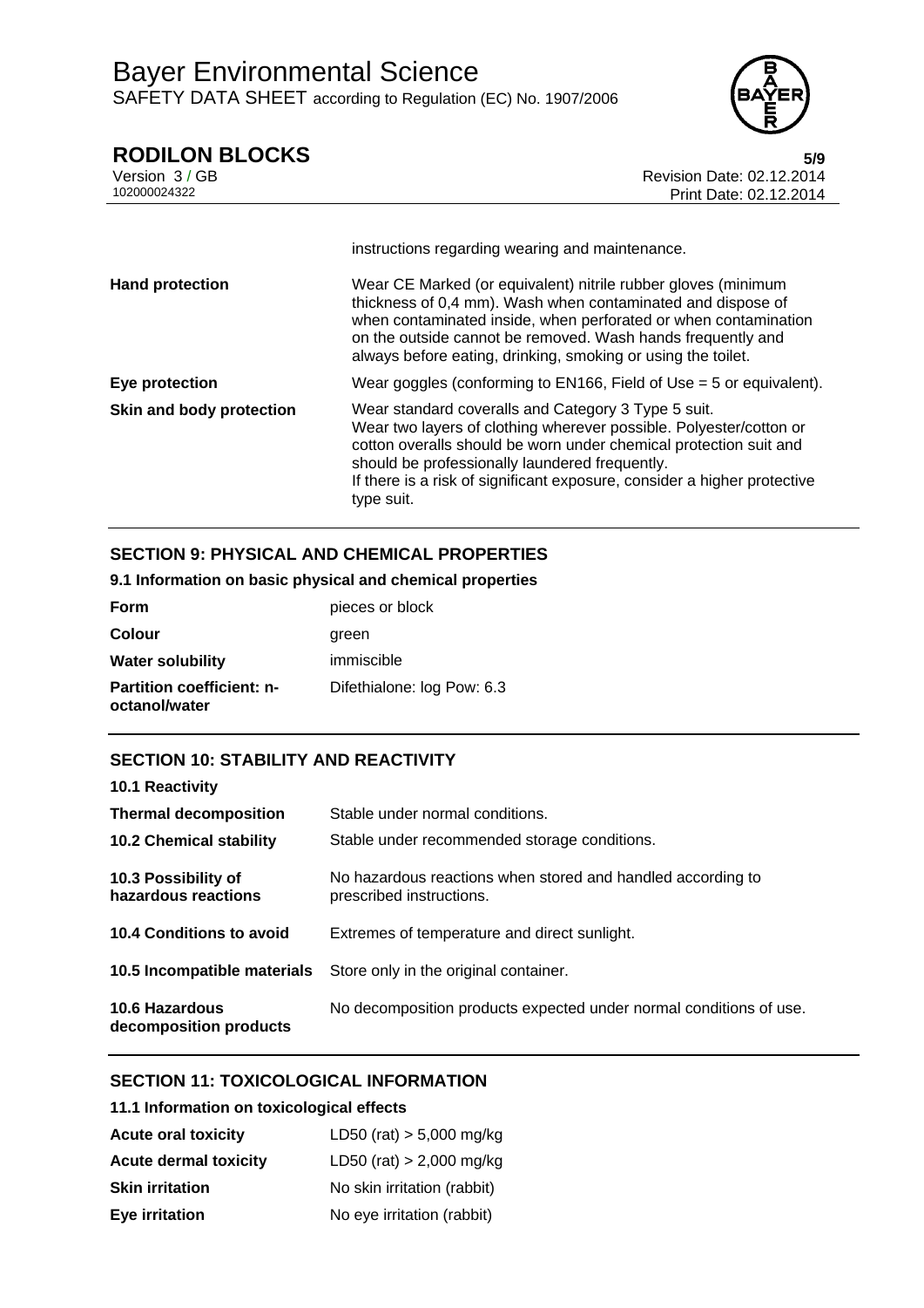| | |
|---|---|
| | instructions regarding wearing and maintenance. |
| **Hand protection** | Wear CE Marked (or equivalent) nitrile rubber gloves (minimum thickness of 0,4 mm). Wash when contaminated and dispose of when contaminated inside, when perforated or when contamination on the outside cannot be removed. Wash hands frequently and always before eating, drinking, smoking or using the toilet. |
| **Eye protection** | Wear goggles (conforming to EN166, Field of Use = 5 or equivalent). |
| **Skin and body protection** | Wear standard coveralls and Category 3 Type 5 suit.<br>Wear two layers of clothing wherever possible. Polyester/cotton or cotton overalls should be worn under chemical protection suit and should be professionally laundered frequently.<br>If there is a risk of significant exposure, consider a higher protective type suit. |

## SECTION 9: PHYSICAL AND CHEMICAL PROPERTIES

### 9.1 Information on basic physical and chemical properties

| | |
|---|---|
| **Form** | pieces or block |
| **Colour** | green |
| **Water solubility** | immiscible |
| **Partition coefficient: n-octanol/water** | Difethialone: log Pow: 6.3 |

## SECTION 10: STABILITY AND REACTIVITY

| | |
|---|---|
| **10.1 Reactivity** | |
| **Thermal decomposition** | Stable under normal conditions. |
| **10.2 Chemical stability** | Stable under recommended storage conditions. |
| **10.3 Possibility of hazardous reactions** | No hazardous reactions when stored and handled according to prescribed instructions. |
| **10.4 Conditions to avoid** | Extremes of temperature and direct sunlight. |
| **10.5 Incompatible materials** | Store only in the original container. |
| **10.6 Hazardous decomposition products** | No decomposition products expected under normal conditions of use. |

## SECTION 11: TOXICOLOGICAL INFORMATION

### 11.1 Information on toxicological effects

| | |
|---|---|
| **Acute oral toxicity** | LD50 (rat) > 5,000 mg/kg |
| **Acute dermal toxicity** | LD50 (rat) > 2,000 mg/kg |
| **Skin irritation** | No skin irritation (rabbit) |
| **Eye irritation** | No eye irritation (rabbit) |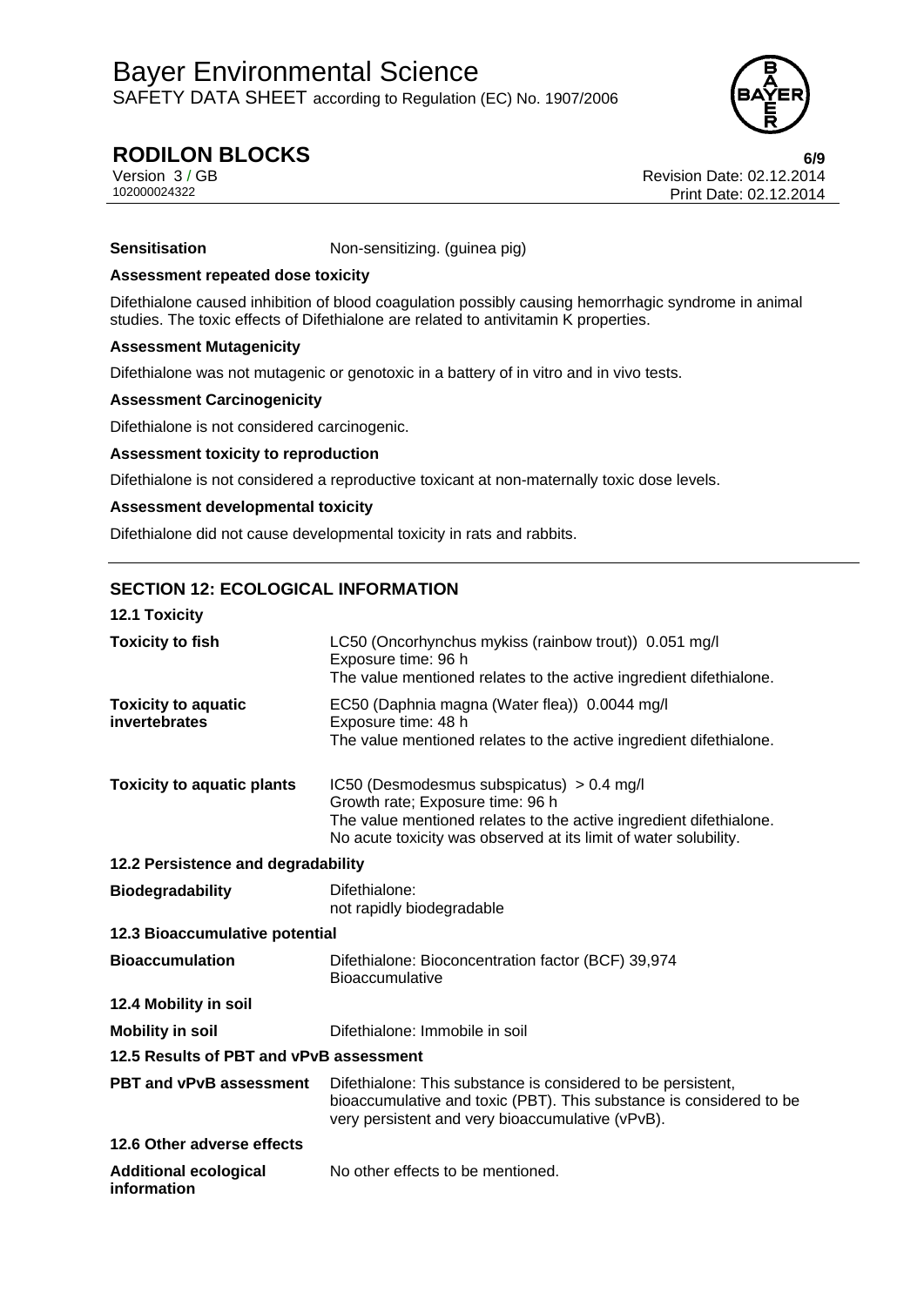**Sensitisation** Non-sensitizing. (guinea pig)

**Assessment repeated dose toxicity**

Difethialone caused inhibition of blood coagulation possibly causing hemorrhagic syndrome in animal studies. The toxic effects of Difethialone are related to antivitamin K properties.

**Assessment Mutagenicity**

Difethialone was not mutagenic or genotoxic in a battery of in vitro and in vivo tests.

**Assessment Carcinogenicity**

Difethialone is not considered carcinogenic.

**Assessment toxicity to reproduction**

Difethialone is not considered a reproductive toxicant at non-maternally toxic dose levels.

**Assessment developmental toxicity**

Difethialone did not cause developmental toxicity in rats and rabbits.

## SECTION 12: ECOLOGICAL INFORMATION

### 12.1 Toxicity

| | |
|---|---|
| **Toxicity to fish** | LC50 (Oncorhynchus mykiss (rainbow trout)) 0.051 mg/l<br>Exposure time: 96 h<br>The value mentioned relates to the active ingredient difethialone. |
| **Toxicity to aquatic invertebrates** | EC50 (Daphnia magna (Water flea)) 0.0044 mg/l<br>Exposure time: 48 h<br>The value mentioned relates to the active ingredient difethialone. |
| **Toxicity to aquatic plants** | IC50 (Desmodesmus subspicatus) > 0.4 mg/l<br>Growth rate; Exposure time: 96 h<br>The value mentioned relates to the active ingredient difethialone.<br>No acute toxicity was observed at its limit of water solubility. |

### 12.2 Persistence and degradability

| | |
|---|---|
| **Biodegradability** | Difethialone:<br>not rapidly biodegradable |

### 12.3 Bioaccumulative potential

| | |
|---|---|
| **Bioaccumulation** | Difethialone: Bioconcentration factor (BCF) 39,974<br>Bioaccumulative |

### 12.4 Mobility in soil

| | |
|---|---|
| **Mobility in soil** | Difethialone: Immobile in soil |

### 12.5 Results of PBT and vPvB assessment

| | |
|---|---|
| **PBT and vPvB assessment** | Difethialone: This substance is considered to be persistent, bioaccumulative and toxic (PBT). This substance is considered to be very persistent and very bioaccumulative (vPvB). |

### 12.6 Other adverse effects

| | |
|---|---|
| **Additional ecological information** | No other effects to be mentioned. |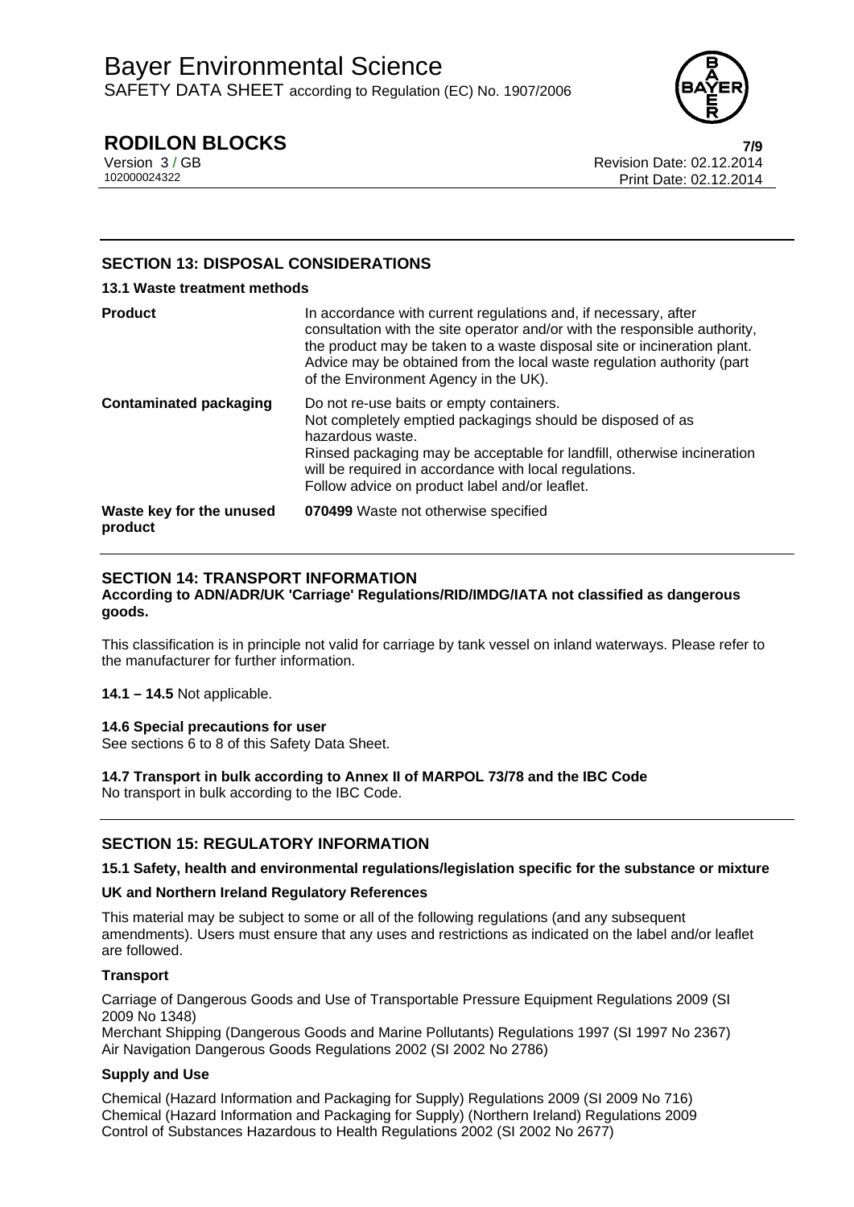## SECTION 13: DISPOSAL CONSIDERATIONS

### 13.1 Waste treatment methods

| | |
|---|---|
| **Product** | In accordance with current regulations and, if necessary, after consultation with the site operator and/or with the responsible authority, the product may be taken to a waste disposal site or incineration plant. Advice may be obtained from the local waste regulation authority (part of the Environment Agency in the UK). |
| **Contaminated packaging** | Do not re-use baits or empty containers. Not completely emptied packagings should be disposed of as hazardous waste. Rinsed packaging may be acceptable for landfill, otherwise incineration will be required in accordance with local regulations. Follow advice on product label and/or leaflet. |
| **Waste key for the unused product** | **070499** Waste not otherwise specified |

## SECTION 14: TRANSPORT INFORMATION

**According to ADN/ADR/UK 'Carriage' Regulations/RID/IMDG/IATA not classified as dangerous goods.**

This classification is in principle not valid for carriage by tank vessel on inland waterways. Please refer to the manufacturer for further information.

**14.1 – 14.5** Not applicable.

**14.6 Special precautions for user**
See sections 6 to 8 of this Safety Data Sheet.

**14.7 Transport in bulk according to Annex II of MARPOL 73/78 and the IBC Code**
No transport in bulk according to the IBC Code.

## SECTION 15: REGULATORY INFORMATION

**15.1 Safety, health and environmental regulations/legislation specific for the substance or mixture**

**UK and Northern Ireland Regulatory References**

This material may be subject to some or all of the following regulations (and any subsequent amendments). Users must ensure that any uses and restrictions as indicated on the label and/or leaflet are followed.

**Transport**

Carriage of Dangerous Goods and Use of Transportable Pressure Equipment Regulations 2009 (SI 2009 No 1348)
Merchant Shipping (Dangerous Goods and Marine Pollutants) Regulations 1997 (SI 1997 No 2367)
Air Navigation Dangerous Goods Regulations 2002 (SI 2002 No 2786)

**Supply and Use**

Chemical (Hazard Information and Packaging for Supply) Regulations 2009 (SI 2009 No 716)
Chemical (Hazard Information and Packaging for Supply) (Northern Ireland) Regulations 2009
Control of Substances Hazardous to Health Regulations 2002 (SI 2002 No 2677)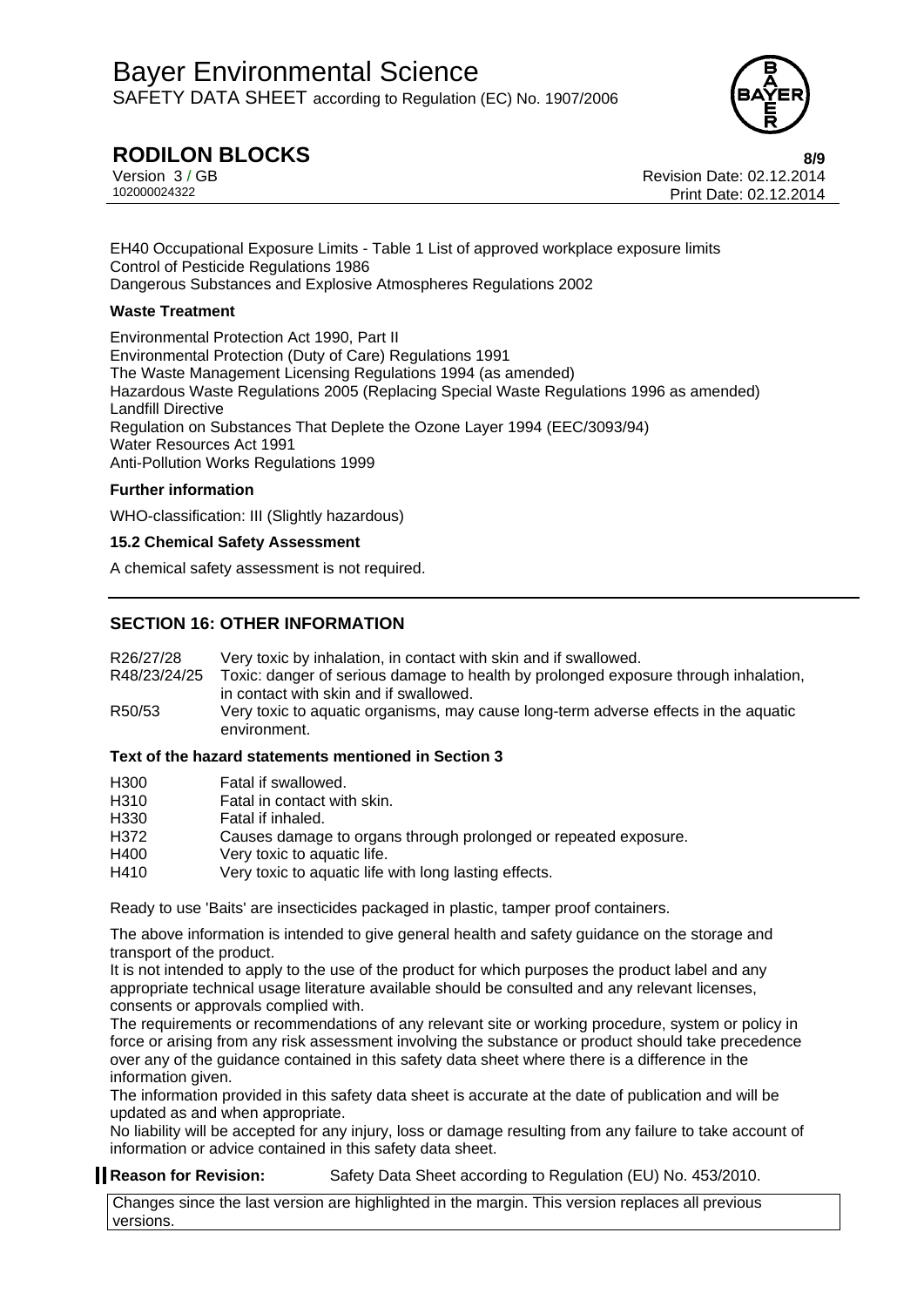EH40 Occupational Exposure Limits - Table 1 List of approved workplace exposure limits
Control of Pesticide Regulations 1986
Dangerous Substances and Explosive Atmospheres Regulations 2002

**Waste Treatment**

Environmental Protection Act 1990, Part II
Environmental Protection (Duty of Care) Regulations 1991
The Waste Management Licensing Regulations 1994 (as amended)
Hazardous Waste Regulations 2005 (Replacing Special Waste Regulations 1996 as amended)
Landfill Directive
Regulation on Substances That Deplete the Ozone Layer 1994 (EEC/3093/94)
Water Resources Act 1991
Anti-Pollution Works Regulations 1999

**Further information**

WHO-classification: III (Slightly hazardous)

**15.2 Chemical Safety Assessment**

A chemical safety assessment is not required.

## SECTION 16: OTHER INFORMATION

| | |
|---|---|
| R26/27/28 | Very toxic by inhalation, in contact with skin and if swallowed. |
| R48/23/24/25 | Toxic: danger of serious damage to health by prolonged exposure through inhalation, in contact with skin and if swallowed. |
| R50/53 | Very toxic to aquatic organisms, may cause long-term adverse effects in the aquatic environment. |

**Text of the hazard statements mentioned in Section 3**

| | |
|---|---|
| H300 | Fatal if swallowed. |
| H310 | Fatal in contact with skin. |
| H330 | Fatal if inhaled. |
| H372 | Causes damage to organs through prolonged or repeated exposure. |
| H400 | Very toxic to aquatic life. |
| H410 | Very toxic to aquatic life with long lasting effects. |

Ready to use 'Baits' are insecticides packaged in plastic, tamper proof containers.

The above information is intended to give general health and safety guidance on the storage and transport of the product.
It is not intended to apply to the use of the product for which purposes the product label and any appropriate technical usage literature available should be consulted and any relevant licenses, consents or approvals complied with.
The requirements or recommendations of any relevant site or working procedure, system or policy in force or arising from any risk assessment involving the substance or product should take precedence over any of the guidance contained in this safety data sheet where there is a difference in the information given.
The information provided in this safety data sheet is accurate at the date of publication and will be updated as and when appropriate.
No liability will be accepted for any injury, loss or damage resulting from any failure to take account of information or advice contained in this safety data sheet.

**Reason for Revision:** Safety Data Sheet according to Regulation (EU) No. 453/2010.

Changes since the last version are highlighted in the margin. This version replaces all previous versions.